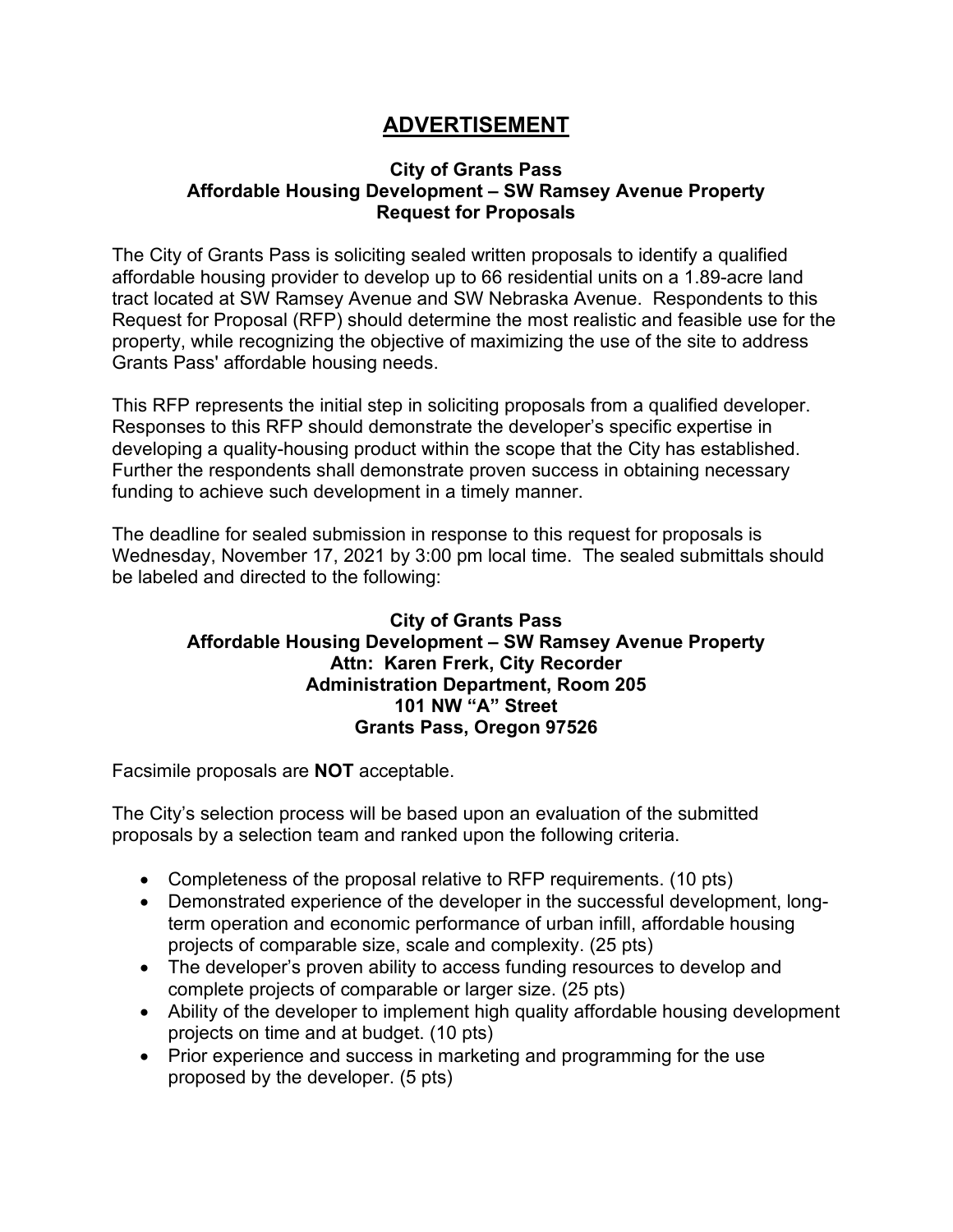# ADVERTISEMENT

**City of Grants Pass**
**Affordable Housing Development – SW Ramsey Avenue Property**
**Request for Proposals**

The City of Grants Pass is soliciting sealed written proposals to identify a qualified affordable housing provider to develop up to 66 residential units on a 1.89-acre land tract located at SW Ramsey Avenue and SW Nebraska Avenue. Respondents to this Request for Proposal (RFP) should determine the most realistic and feasible use for the property, while recognizing the objective of maximizing the use of the site to address Grants Pass' affordable housing needs.

This RFP represents the initial step in soliciting proposals from a qualified developer. Responses to this RFP should demonstrate the developer's specific expertise in developing a quality-housing product within the scope that the City has established. Further the respondents shall demonstrate proven success in obtaining necessary funding to achieve such development in a timely manner.

The deadline for sealed submission in response to this request for proposals is Wednesday, November 17, 2021 by 3:00 pm local time. The sealed submittals should be labeled and directed to the following:

**City of Grants Pass**
**Affordable Housing Development – SW Ramsey Avenue Property**
**Attn: Karen Frerk, City Recorder**
**Administration Department, Room 205**
**101 NW "A" Street**
**Grants Pass, Oregon 97526**

Facsimile proposals are **NOT** acceptable.

The City's selection process will be based upon an evaluation of the submitted proposals by a selection team and ranked upon the following criteria.

- Completeness of the proposal relative to RFP requirements. (10 pts)
- Demonstrated experience of the developer in the successful development, long-term operation and economic performance of urban infill, affordable housing projects of comparable size, scale and complexity. (25 pts)
- The developer's proven ability to access funding resources to develop and complete projects of comparable or larger size. (25 pts)
- Ability of the developer to implement high quality affordable housing development projects on time and at budget. (10 pts)
- Prior experience and success in marketing and programming for the use proposed by the developer. (5 pts)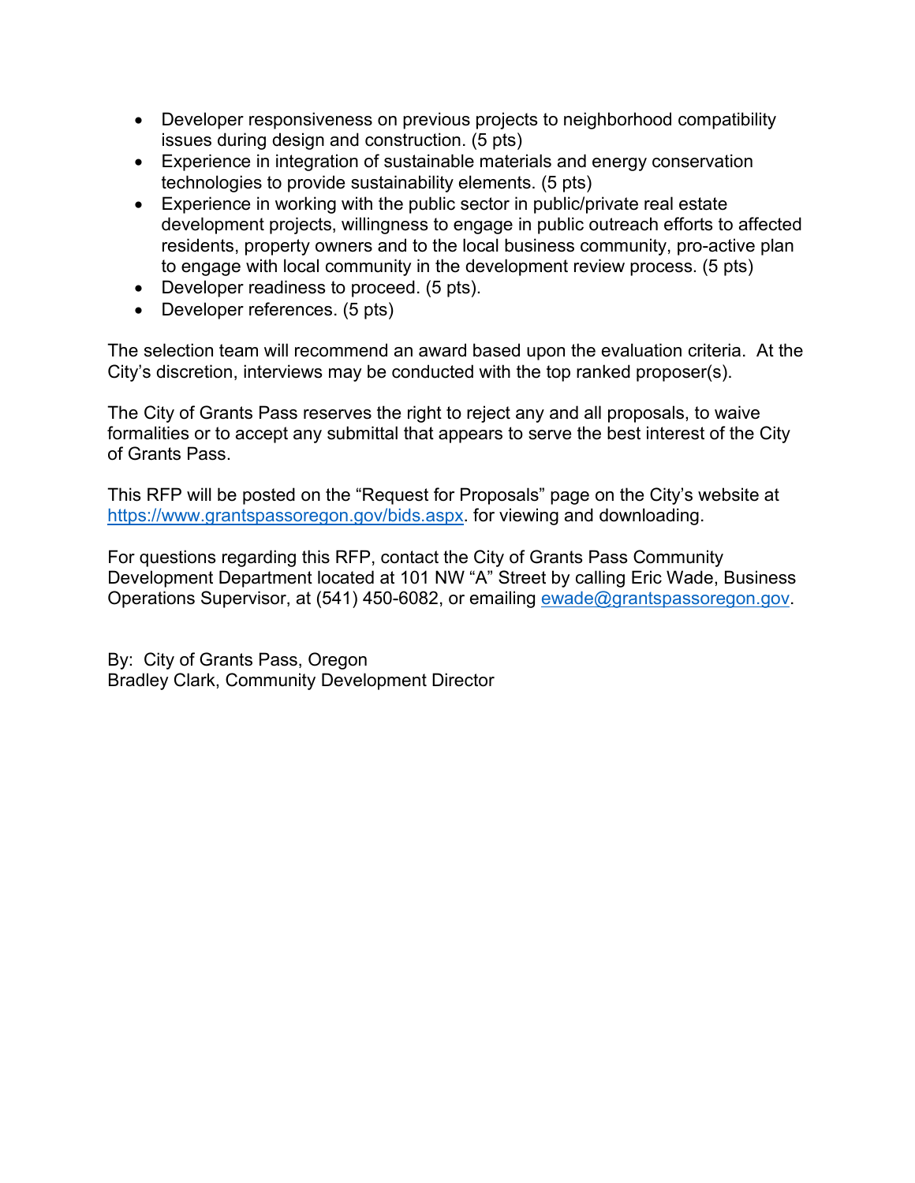- Developer responsiveness on previous projects to neighborhood compatibility issues during design and construction. (5 pts)
- Experience in integration of sustainable materials and energy conservation technologies to provide sustainability elements. (5 pts)
- Experience in working with the public sector in public/private real estate development projects, willingness to engage in public outreach efforts to affected residents, property owners and to the local business community, pro-active plan to engage with local community in the development review process. (5 pts)
- Developer readiness to proceed. (5 pts).
- Developer references. (5 pts)

The selection team will recommend an award based upon the evaluation criteria. At the City's discretion, interviews may be conducted with the top ranked proposer(s).

The City of Grants Pass reserves the right to reject any and all proposals, to waive formalities or to accept any submittal that appears to serve the best interest of the City of Grants Pass.

This RFP will be posted on the "Request for Proposals" page on the City's website at https://www.grantspassoregon.gov/bids.aspx. for viewing and downloading.

For questions regarding this RFP, contact the City of Grants Pass Community Development Department located at 101 NW "A" Street by calling Eric Wade, Business Operations Supervisor, at (541) 450-6082, or emailing ewade@grantspassoregon.gov.

By: City of Grants Pass, Oregon
Bradley Clark, Community Development Director